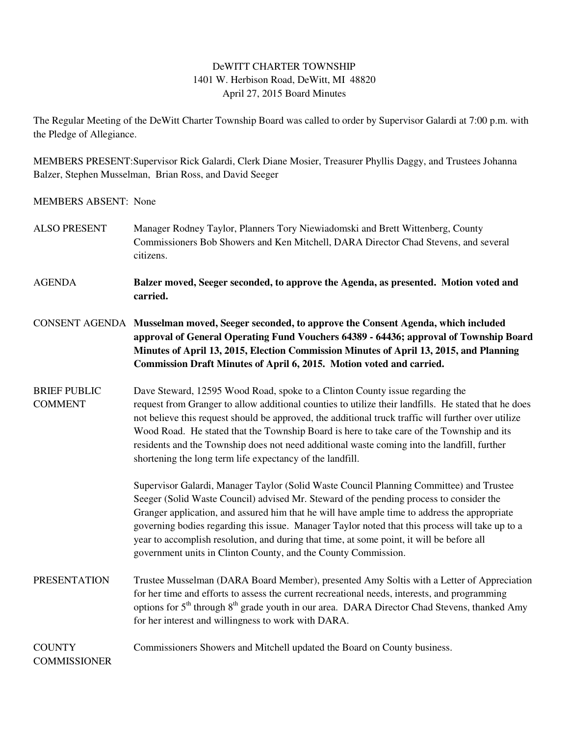DeWITT CHARTER TOWNSHIP
1401 W. Herbison Road, DeWitt, MI 48820
April 27, 2015 Board Minutes

The Regular Meeting of the DeWitt Charter Township Board was called to order by Supervisor Galardi at 7:00 p.m. with the Pledge of Allegiance.

MEMBERS PRESENT: Supervisor Rick Galardi, Clerk Diane Mosier, Treasurer Phyllis Daggy, and Trustees Johanna Balzer, Stephen Musselman, Brian Ross, and David Seeger

MEMBERS ABSENT: None

ALSO PRESENT: Manager Rodney Taylor, Planners Tory Niewiadomski and Brett Wittenberg, County Commissioners Bob Showers and Ken Mitchell, DARA Director Chad Stevens, and several citizens.

AGENDA: **Balzer moved, Seeger seconded, to approve the Agenda, as presented. Motion voted and carried.**

CONSENT AGENDA: **Musselman moved, Seeger seconded, to approve the Consent Agenda, which included approval of General Operating Fund Vouchers 64389 - 64436; approval of Township Board Minutes of April 13, 2015, Election Commission Minutes of April 13, 2015, and Planning Commission Draft Minutes of April 6, 2015. Motion voted and carried.**

BRIEF PUBLIC COMMENT: Dave Steward, 12595 Wood Road, spoke to a Clinton County issue regarding the request from Granger to allow additional counties to utilize their landfills. He stated that he does not believe this request should be approved, the additional truck traffic will further over utilize Wood Road. He stated that the Township Board is here to take care of the Township and its residents and the Township does not need additional waste coming into the landfill, further shortening the long term life expectancy of the landfill.

Supervisor Galardi, Manager Taylor (Solid Waste Council Planning Committee) and Trustee Seeger (Solid Waste Council) advised Mr. Steward of the pending process to consider the Granger application, and assured him that he will have ample time to address the appropriate governing bodies regarding this issue. Manager Taylor noted that this process will take up to a year to accomplish resolution, and during that time, at some point, it will be before all government units in Clinton County, and the County Commission.

PRESENTATION: Trustee Musselman (DARA Board Member), presented Amy Soltis with a Letter of Appreciation for her time and efforts to assess the current recreational needs, interests, and programming options for 5th through 8th grade youth in our area. DARA Director Chad Stevens, thanked Amy for her interest and willingness to work with DARA.

COUNTY COMMISSIONER: Commissioners Showers and Mitchell updated the Board on County business.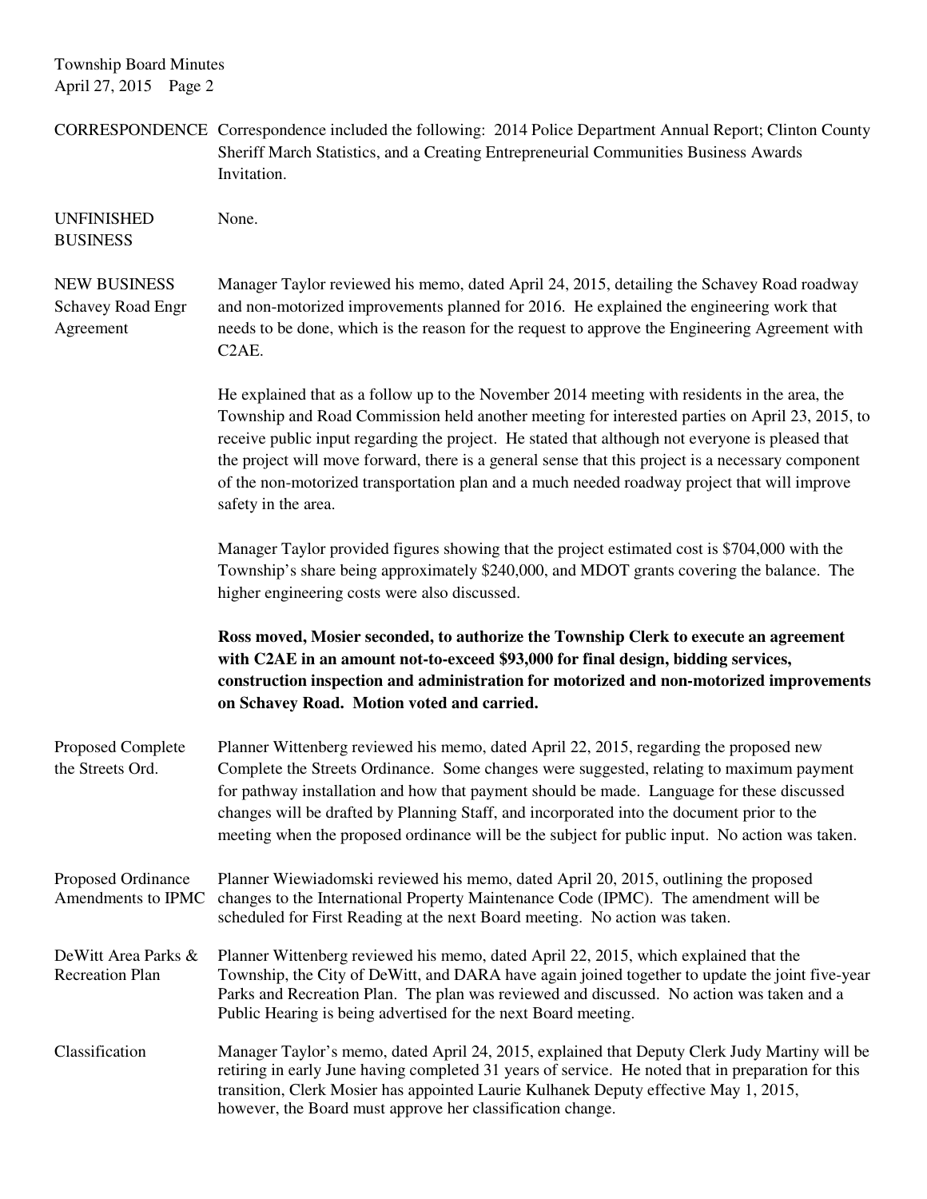**CORRESPONDENCE**

Correspondence included the following: 2014 Police Department Annual Report; Clinton County Sheriff March Statistics, and a Creating Entrepreneurial Communities Business Awards Invitation.

**UNFINISHED BUSINESS**

None.

**NEW BUSINESS**

**Schavey Road Engr Agreement**

Manager Taylor reviewed his memo, dated April 24, 2015, detailing the Schavey Road roadway and non-motorized improvements planned for 2016. He explained the engineering work that needs to be done, which is the reason for the request to approve the Engineering Agreement with C2AE.

He explained that as a follow up to the November 2014 meeting with residents in the area, the Township and Road Commission held another meeting for interested parties on April 23, 2015, to receive public input regarding the project. He stated that although not everyone is pleased that the project will move forward, there is a general sense that this project is a necessary component of the non-motorized transportation plan and a much needed roadway project that will improve safety in the area.

Manager Taylor provided figures showing that the project estimated cost is $704,000 with the Township's share being approximately $240,000, and MDOT grants covering the balance. The higher engineering costs were also discussed.

**Ross moved, Mosier seconded, to authorize the Township Clerk to execute an agreement with C2AE in an amount not-to-exceed $93,000 for final design, bidding services, construction inspection and administration for motorized and non-motorized improvements on Schavey Road. Motion voted and carried.**

**Proposed Complete the Streets Ord.**

Planner Wittenberg reviewed his memo, dated April 22, 2015, regarding the proposed new Complete the Streets Ordinance. Some changes were suggested, relating to maximum payment for pathway installation and how that payment should be made. Language for these discussed changes will be drafted by Planning Staff, and incorporated into the document prior to the meeting when the proposed ordinance will be the subject for public input. No action was taken.

**Proposed Ordinance Amendments to IPMC**

Planner Wiewiadomski reviewed his memo, dated April 20, 2015, outlining the proposed changes to the International Property Maintenance Code (IPMC). The amendment will be scheduled for First Reading at the next Board meeting. No action was taken.

**DeWitt Area Parks & Recreation Plan**

Planner Wittenberg reviewed his memo, dated April 22, 2015, which explained that the Township, the City of DeWitt, and DARA have again joined together to update the joint five-year Parks and Recreation Plan. The plan was reviewed and discussed. No action was taken and a Public Hearing is being advertised for the next Board meeting.

**Classification**

Manager Taylor's memo, dated April 24, 2015, explained that Deputy Clerk Judy Martiny will be retiring in early June having completed 31 years of service. He noted that in preparation for this transition, Clerk Mosier has appointed Laurie Kulhanek Deputy effective May 1, 2015, however, the Board must approve her classification change.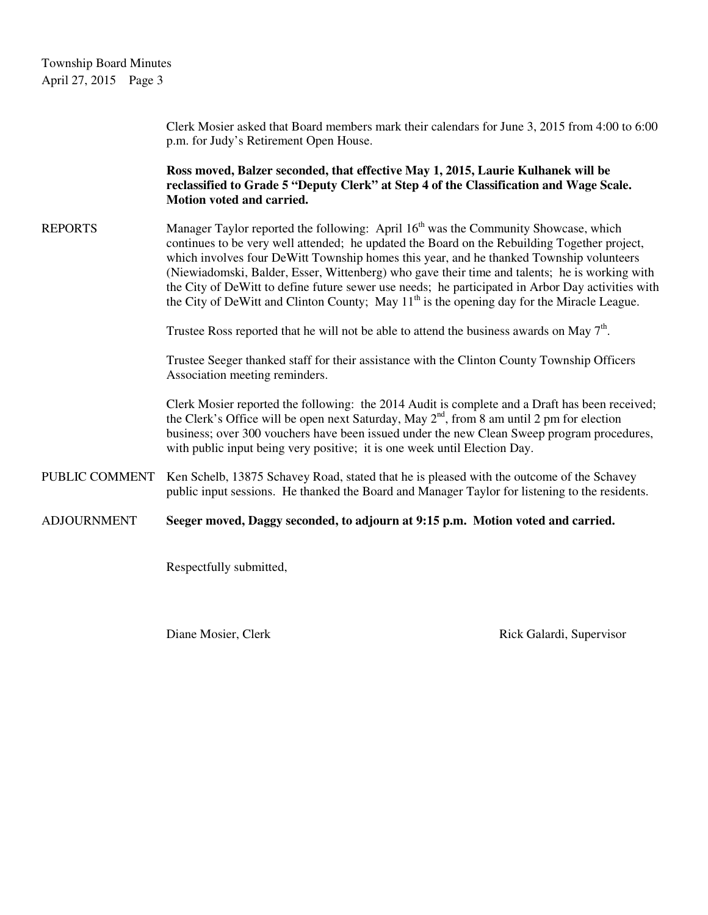Clerk Mosier asked that Board members mark their calendars for June 3, 2015 from 4:00 to 6:00 p.m. for Judy's Retirement Open House.

**Ross moved, Balzer seconded, that effective May 1, 2015, Laurie Kulhanek will be reclassified to Grade 5 "Deputy Clerk" at Step 4 of the Classification and Wage Scale. Motion voted and carried.**

REPORTS

Manager Taylor reported the following: April 16th was the Community Showcase, which continues to be very well attended; he updated the Board on the Rebuilding Together project, which involves four DeWitt Township homes this year, and he thanked Township volunteers (Niewiadomski, Balder, Esser, Wittenberg) who gave their time and talents; he is working with the City of DeWitt to define future sewer use needs; he participated in Arbor Day activities with the City of DeWitt and Clinton County; May 11th is the opening day for the Miracle League.

Trustee Ross reported that he will not be able to attend the business awards on May 7th.

Trustee Seeger thanked staff for their assistance with the Clinton County Township Officers Association meeting reminders.

Clerk Mosier reported the following: the 2014 Audit is complete and a Draft has been received; the Clerk's Office will be open next Saturday, May 2nd, from 8 am until 2 pm for election business; over 300 vouchers have been issued under the new Clean Sweep program procedures, with public input being very positive; it is one week until Election Day.

PUBLIC COMMENT

Ken Schelb, 13875 Schavey Road, stated that he is pleased with the outcome of the Schavey public input sessions. He thanked the Board and Manager Taylor for listening to the residents.

ADJOURNMENT

**Seeger moved, Daggy seconded, to adjourn at 9:15 p.m. Motion voted and carried.**

Respectfully submitted,

Diane Mosier, Clerk

Rick Galardi, Supervisor